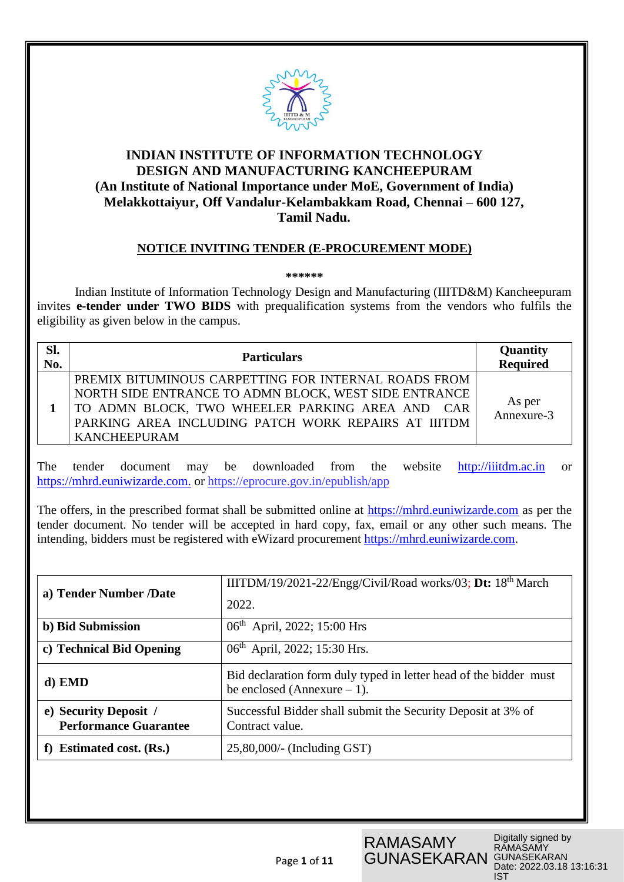# INDIAN INSTITUTE OF INFORMATION TECHNOLOGY DESIGN AND MANUFACTURING KANCHEEPURAM

**(An Institute of National Importance under MoE, Government of India)**
**Melakkottaiyur, Off Vandalur-Kelambakkam Road, Chennai – 600 127, Tamil Nadu.**

## NOTICE INVITING TENDER (E-PROCUREMENT MODE)

******

Indian Institute of Information Technology Design and Manufacturing (IIITD&M) Kancheepuram invites **e-tender under TWO BIDS** with prequalification systems from the vendors who fulfils the eligibility as given below in the campus.

| Sl. No. | Particulars | Quantity Required |
|---|---|---|
| 1 | PREMIX BITUMINOUS CARPETTING FOR INTERNAL ROADS FROM NORTH SIDE ENTRANCE TO ADMN BLOCK, WEST SIDE ENTRANCE TO ADMN BLOCK, TWO WHEELER PARKING AREA AND CAR PARKING AREA INCLUDING PATCH WORK REPAIRS AT IIITDM KANCHEEPURAM | As per Annexure-3 |

The tender document may be downloaded from the website http://iiitdm.ac.in or https://mhrd.euniwizarde.com. or https://eprocure.gov.in/epublish/app

The offers, in the prescribed format shall be submitted online at https://mhrd.euniwizarde.com as per the tender document. No tender will be accepted in hard copy, fax, email or any other such means. The intending, bidders must be registered with eWizard procurement https://mhrd.euniwizarde.com.

| | |
|---|---|
| **a) Tender Number /Date** | IIITDM/19/2021-22/Engg/Civil/Road works/03; **Dt:** 18th March 2022. |
| **b) Bid Submission** | 06th April, 2022; 15:00 Hrs |
| **c) Technical Bid Opening** | 06th April, 2022; 15:30 Hrs. |
| **d) EMD** | Bid declaration form duly typed in letter head of the bidder must be enclosed (Annexure – 1). |
| **e) Security Deposit / Performance Guarantee** | Successful Bidder shall submit the Security Deposit at 3% of Contract value. |
| **f) Estimated cost. (Rs.)** | 25,80,000/- (Including GST) |

RAMASAMY GUNASEKARAN — Digitally signed by RAMASAMY GUNASEKARAN Date: 2022.03.18 13:16:31 IST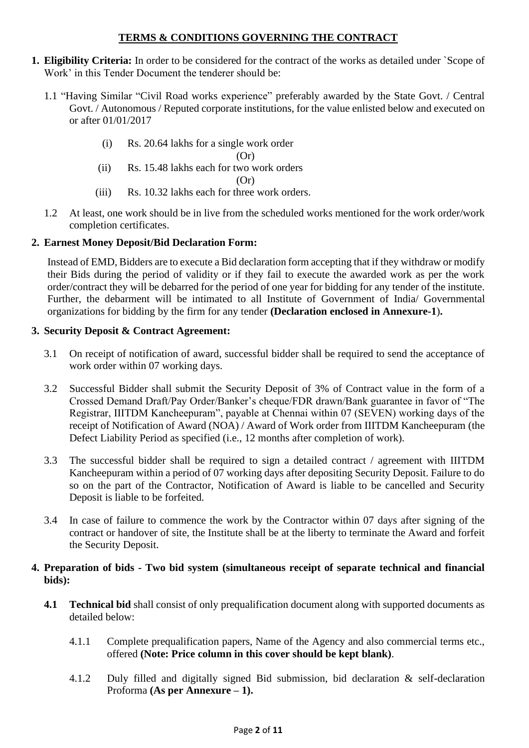## TERMS & CONDITIONS GOVERNING THE CONTRACT

1. **Eligibility Criteria:** In order to be considered for the contract of the works as detailed under `Scope of Work' in this Tender Document the tenderer should be:

   1.1 "Having Similar "Civil Road works experience" preferably awarded by the State Govt. / Central Govt. / Autonomous / Reputed corporate institutions, for the value enlisted below and executed on or after 01/01/2017

   (i) Rs. 20.64 lakhs for a single work order

   (Or)

   (ii) Rs. 15.48 lakhs each for two work orders

   (Or)

   (iii) Rs. 10.32 lakhs each for three work orders.

   1.2 At least, one work should be in live from the scheduled works mentioned for the work order/work completion certificates.

2. **Earnest Money Deposit/Bid Declaration Form:**

   Instead of EMD, Bidders are to execute a Bid declaration form accepting that if they withdraw or modify their Bids during the period of validity or if they fail to execute the awarded work as per the work order/contract they will be debarred for the period of one year for bidding for any tender of the institute. Further, the debarment will be intimated to all Institute of Government of India/ Governmental organizations for bidding by the firm for any tender **(Declaration enclosed in Annexure-1)**.

3. **Security Deposit & Contract Agreement:**

   3.1 On receipt of notification of award, successful bidder shall be required to send the acceptance of work order within 07 working days.

   3.2 Successful Bidder shall submit the Security Deposit of 3% of Contract value in the form of a Crossed Demand Draft/Pay Order/Banker's cheque/FDR drawn/Bank guarantee in favor of "The Registrar, IIITDM Kancheepuram", payable at Chennai within 07 (SEVEN) working days of the receipt of Notification of Award (NOA) / Award of Work order from IIITDM Kancheepuram (the Defect Liability Period as specified (i.e., 12 months after completion of work).

   3.3 The successful bidder shall be required to sign a detailed contract / agreement with IIITDM Kancheepuram within a period of 07 working days after depositing Security Deposit. Failure to do so on the part of the Contractor, Notification of Award is liable to be cancelled and Security Deposit is liable to be forfeited.

   3.4 In case of failure to commence the work by the Contractor within 07 days after signing of the contract or handover of site, the Institute shall be at the liberty to terminate the Award and forfeit the Security Deposit.

4. **Preparation of bids - Two bid system (simultaneous receipt of separate technical and financial bids):**

   **4.1 Technical bid** shall consist of only prequalification document along with supported documents as detailed below:

   4.1.1 Complete prequalification papers, Name of the Agency and also commercial terms etc., offered **(Note: Price column in this cover should be kept blank)**.

   4.1.2 Duly filled and digitally signed Bid submission, bid declaration & self-declaration Proforma **(As per Annexure – 1).**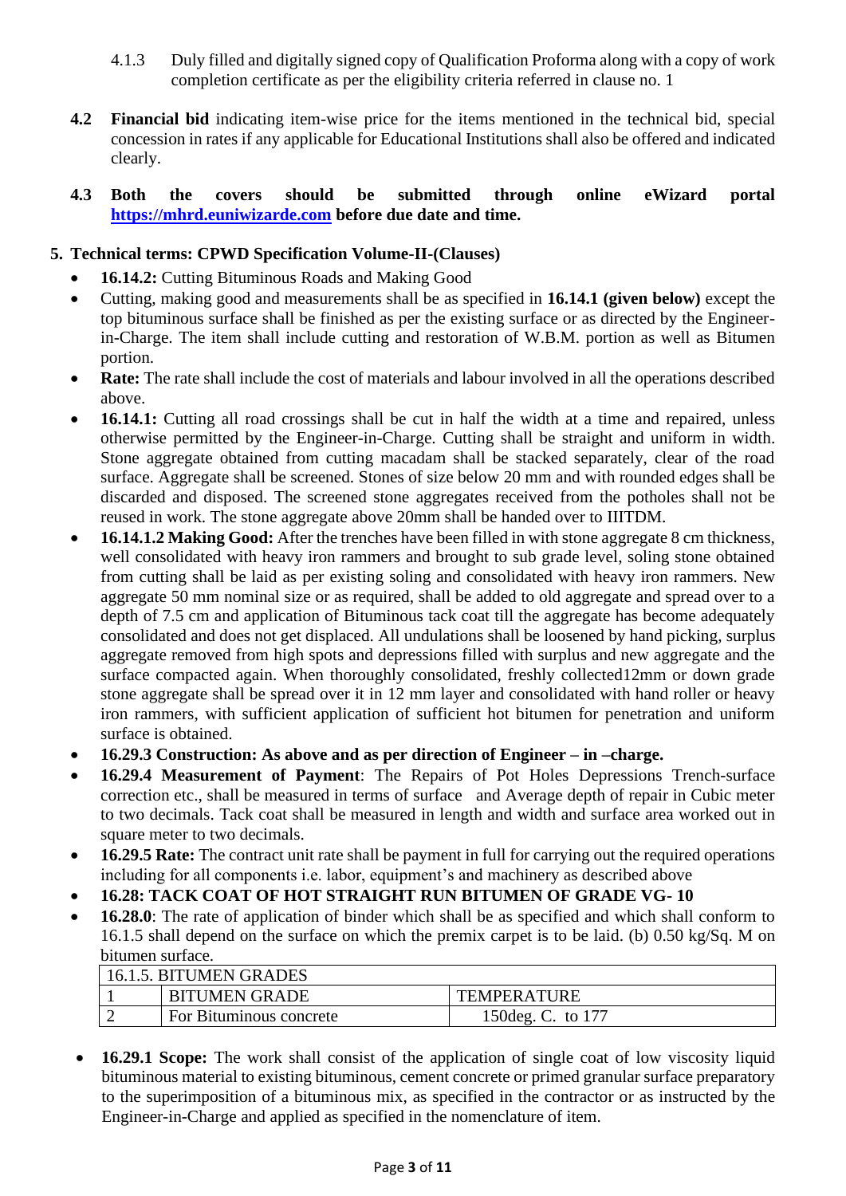4.1.3 Duly filled and digitally signed copy of Qualification Proforma along with a copy of work completion certificate as per the eligibility criteria referred in clause no. 1

**4.2 Financial bid** indicating item-wise price for the items mentioned in the technical bid, special concession in rates if any applicable for Educational Institutions shall also be offered and indicated clearly.

**4.3 Both the covers should be submitted through online eWizard portal [https://mhrd.euniwizarde.com](https://mhrd.euniwizarde.com) before due date and time.**

## 5. Technical terms: CPWD Specification Volume-II-(Clauses)

- **16.14.2:** Cutting Bituminous Roads and Making Good
- Cutting, making good and measurements shall be as specified in **16.14.1 (given below)** except the top bituminous surface shall be finished as per the existing surface or as directed by the Engineer-in-Charge. The item shall include cutting and restoration of W.B.M. portion as well as Bitumen portion.
- **Rate:** The rate shall include the cost of materials and labour involved in all the operations described above.
- **16.14.1:** Cutting all road crossings shall be cut in half the width at a time and repaired, unless otherwise permitted by the Engineer-in-Charge. Cutting shall be straight and uniform in width. Stone aggregate obtained from cutting macadam shall be stacked separately, clear of the road surface. Aggregate shall be screened. Stones of size below 20 mm and with rounded edges shall be discarded and disposed. The screened stone aggregates received from the potholes shall not be reused in work. The stone aggregate above 20mm shall be handed over to IIITDM.
- **16.14.1.2 Making Good:** After the trenches have been filled in with stone aggregate 8 cm thickness, well consolidated with heavy iron rammers and brought to sub grade level, soling stone obtained from cutting shall be laid as per existing soling and consolidated with heavy iron rammers. New aggregate 50 mm nominal size or as required, shall be added to old aggregate and spread over to a depth of 7.5 cm and application of Bituminous tack coat till the aggregate has become adequately consolidated and does not get displaced. All undulations shall be loosened by hand picking, surplus aggregate removed from high spots and depressions filled with surplus and new aggregate and the surface compacted again. When thoroughly consolidated, freshly collected12mm or down grade stone aggregate shall be spread over it in 12 mm layer and consolidated with hand roller or heavy iron rammers, with sufficient application of sufficient hot bitumen for penetration and uniform surface is obtained.
- **16.29.3 Construction: As above and as per direction of Engineer – in –charge.**
- **16.29.4 Measurement of Payment**: The Repairs of Pot Holes Depressions Trench-surface correction etc., shall be measured in terms of surface and Average depth of repair in Cubic meter to two decimals. Tack coat shall be measured in length and width and surface area worked out in square meter to two decimals.
- **16.29.5 Rate:** The contract unit rate shall be payment in full for carrying out the required operations including for all components i.e. labor, equipment's and machinery as described above
- **16.28: TACK COAT OF HOT STRAIGHT RUN BITUMEN OF GRADE VG- 10**
- **16.28.0**: The rate of application of binder which shall be as specified and which shall conform to 16.1.5 shall depend on the surface on which the premix carpet is to be laid. (b) 0.50 kg/Sq. M on bitumen surface.

| 16.1.5. BITUMEN GRADES | | |
|---|---|---|
| 1 | BITUMEN GRADE | TEMPERATURE |
| 2 | For Bituminous concrete | 150deg. C. to 177 |

- **16.29.1 Scope:** The work shall consist of the application of single coat of low viscosity liquid bituminous material to existing bituminous, cement concrete or primed granular surface preparatory to the superimposition of a bituminous mix, as specified in the contractor or as instructed by the Engineer-in-Charge and applied as specified in the nomenclature of item.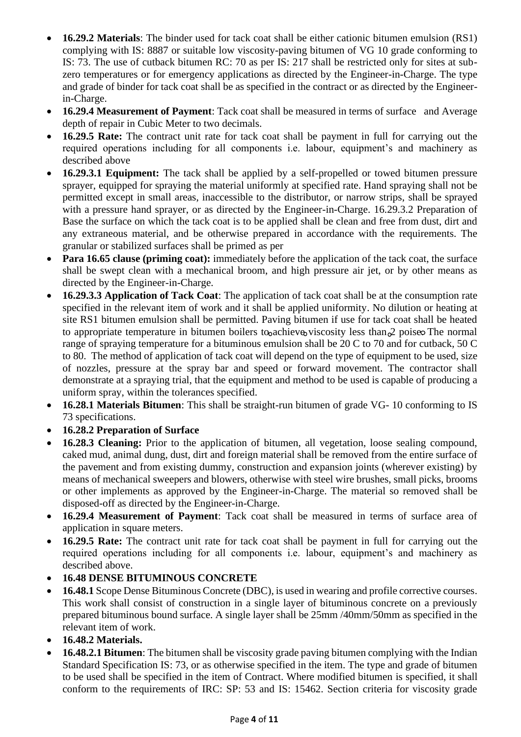- **16.29.2 Materials**: The binder used for tack coat shall be either cationic bitumen emulsion (RS1) complying with IS: 8887 or suitable low viscosity-paving bitumen of VG 10 grade conforming to IS: 73. The use of cutback bitumen RC: 70 as per IS: 217 shall be restricted only for sites at sub-zero temperatures or for emergency applications as directed by the Engineer-in-Charge. The type and grade of binder for tack coat shall be as specified in the contract or as directed by the Engineer-in-Charge.
- **16.29.4 Measurement of Payment**: Tack coat shall be measured in terms of surface and Average depth of repair in Cubic Meter to two decimals.
- **16.29.5 Rate:** The contract unit rate for tack coat shall be payment in full for carrying out the required operations including for all components i.e. labour, equipment's and machinery as described above
- **16.29.3.1 Equipment:** The tack shall be applied by a self-propelled or towed bitumen pressure sprayer, equipped for spraying the material uniformly at specified rate. Hand spraying shall not be permitted except in small areas, inaccessible to the distributor, or narrow strips, shall be sprayed with a pressure hand sprayer, or as directed by the Engineer-in-Charge. 16.29.3.2 Preparation of Base the surface on which the tack coat is to be applied shall be clean and free from dust, dirt and any extraneous material, and be otherwise prepared in accordance with the requirements. The granular or stabilized surfaces shall be primed as per
- **Para 16.65 clause (priming coat):** immediately before the application of the tack coat, the surface shall be swept clean with a mechanical broom, and high pressure air jet, or by other means as directed by the Engineer-in-Charge.
- **16.29.3.3 Application of Tack Coat**: The application of tack coat shall be at the consumption rate specified in the relevant item of work and it shall be applied uniformity. No dilution or heating at site RS1 bitumen emulsion shall be permitted. Paving bitumen if use for tack coat shall be heated to appropriate temperature in bitumen boilers to achieve viscosity less than 2 poise. The normal range of spraying temperature for a bituminous emulsion shall be 20 C to 70 and for cutback, 50 C to 80. The method of application of tack coat will depend on the type of equipment to be used, size of nozzles, pressure at the spray bar and speed or forward movement. The contractor shall demonstrate at a spraying trial, that the equipment and method to be used is capable of producing a uniform spray, within the tolerances specified.
- **16.28.1 Materials Bitumen**: This shall be straight-run bitumen of grade VG- 10 conforming to IS 73 specifications.
- **16.28.2 Preparation of Surface**
- **16.28.3 Cleaning:** Prior to the application of bitumen, all vegetation, loose sealing compound, caked mud, animal dung, dust, dirt and foreign material shall be removed from the entire surface of the pavement and from existing dummy, construction and expansion joints (wherever existing) by means of mechanical sweepers and blowers, otherwise with steel wire brushes, small picks, brooms or other implements as approved by the Engineer-in-Charge. The material so removed shall be disposed-off as directed by the Engineer-in-Charge.
- **16.29.4 Measurement of Payment**: Tack coat shall be measured in terms of surface area of application in square meters.
- **16.29.5 Rate:** The contract unit rate for tack coat shall be payment in full for carrying out the required operations including for all components i.e. labour, equipment's and machinery as described above.
- **16.48 DENSE BITUMINOUS CONCRETE**
- **16.48.1** Scope Dense Bituminous Concrete (DBC), is used in wearing and profile corrective courses. This work shall consist of construction in a single layer of bituminous concrete on a previously prepared bituminous bound surface. A single layer shall be 25mm /40mm/50mm as specified in the relevant item of work.
- **16.48.2 Materials.**
- **16.48.2.1 Bitumen**: The bitumen shall be viscosity grade paving bitumen complying with the Indian Standard Specification IS: 73, or as otherwise specified in the item. The type and grade of bitumen to be used shall be specified in the item of Contract. Where modified bitumen is specified, it shall conform to the requirements of IRC: SP: 53 and IS: 15462. Section criteria for viscosity grade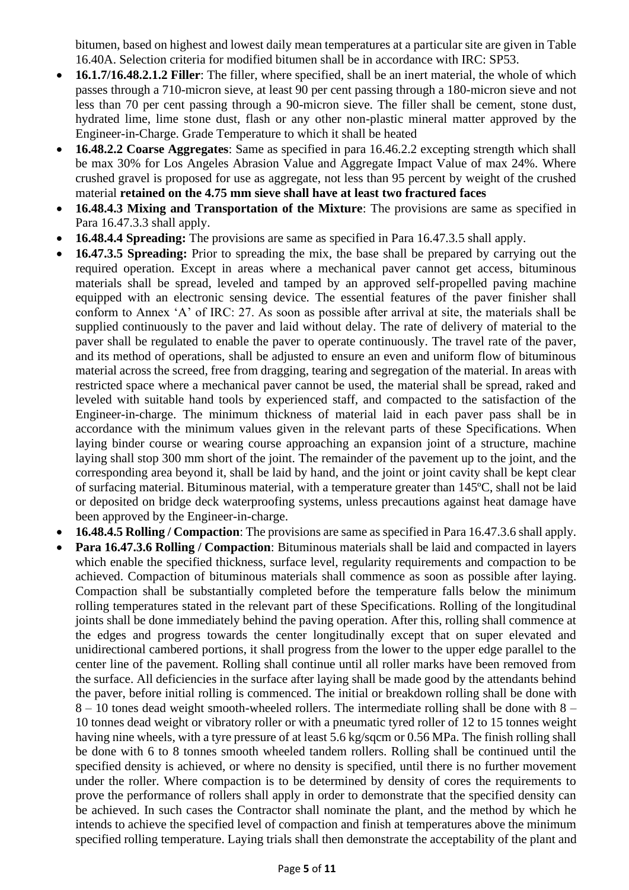bitumen, based on highest and lowest daily mean temperatures at a particular site are given in Table 16.40A. Selection criteria for modified bitumen shall be in accordance with IRC: SP53.

- **16.1.7/16.48.2.1.2 Filler**: The filler, where specified, shall be an inert material, the whole of which passes through a 710-micron sieve, at least 90 per cent passing through a 180-micron sieve and not less than 70 per cent passing through a 90-micron sieve. The filler shall be cement, stone dust, hydrated lime, lime stone dust, flash or any other non-plastic mineral matter approved by the Engineer-in-Charge. Grade Temperature to which it shall be heated
- **16.48.2.2 Coarse Aggregates**: Same as specified in para 16.46.2.2 excepting strength which shall be max 30% for Los Angeles Abrasion Value and Aggregate Impact Value of max 24%. Where crushed gravel is proposed for use as aggregate, not less than 95 percent by weight of the crushed material **retained on the 4.75 mm sieve shall have at least two fractured faces**
- **16.48.4.3 Mixing and Transportation of the Mixture**: The provisions are same as specified in Para 16.47.3.3 shall apply.
- **16.48.4.4 Spreading:** The provisions are same as specified in Para 16.47.3.5 shall apply.
- **16.47.3.5 Spreading:** Prior to spreading the mix, the base shall be prepared by carrying out the required operation. Except in areas where a mechanical paver cannot get access, bituminous materials shall be spread, leveled and tamped by an approved self-propelled paving machine equipped with an electronic sensing device. The essential features of the paver finisher shall conform to Annex 'A' of IRC: 27. As soon as possible after arrival at site, the materials shall be supplied continuously to the paver and laid without delay. The rate of delivery of material to the paver shall be regulated to enable the paver to operate continuously. The travel rate of the paver, and its method of operations, shall be adjusted to ensure an even and uniform flow of bituminous material across the screed, free from dragging, tearing and segregation of the material. In areas with restricted space where a mechanical paver cannot be used, the material shall be spread, raked and leveled with suitable hand tools by experienced staff, and compacted to the satisfaction of the Engineer-in-charge. The minimum thickness of material laid in each paver pass shall be in accordance with the minimum values given in the relevant parts of these Specifications. When laying binder course or wearing course approaching an expansion joint of a structure, machine laying shall stop 300 mm short of the joint. The remainder of the pavement up to the joint, and the corresponding area beyond it, shall be laid by hand, and the joint or joint cavity shall be kept clear of surfacing material. Bituminous material, with a temperature greater than 145ºC, shall not be laid or deposited on bridge deck waterproofing systems, unless precautions against heat damage have been approved by the Engineer-in-charge.
- **16.48.4.5 Rolling / Compaction**: The provisions are same as specified in Para 16.47.3.6 shall apply.
- **Para 16.47.3.6 Rolling / Compaction**: Bituminous materials shall be laid and compacted in layers which enable the specified thickness, surface level, regularity requirements and compaction to be achieved. Compaction of bituminous materials shall commence as soon as possible after laying. Compaction shall be substantially completed before the temperature falls below the minimum rolling temperatures stated in the relevant part of these Specifications. Rolling of the longitudinal joints shall be done immediately behind the paving operation. After this, rolling shall commence at the edges and progress towards the center longitudinally except that on super elevated and unidirectional cambered portions, it shall progress from the lower to the upper edge parallel to the center line of the pavement. Rolling shall continue until all roller marks have been removed from the surface. All deficiencies in the surface after laying shall be made good by the attendants behind the paver, before initial rolling is commenced. The initial or breakdown rolling shall be done with 8 – 10 tones dead weight smooth-wheeled rollers. The intermediate rolling shall be done with 8 – 10 tonnes dead weight or vibratory roller or with a pneumatic tyred roller of 12 to 15 tonnes weight having nine wheels, with a tyre pressure of at least 5.6 kg/sqcm or 0.56 MPa. The finish rolling shall be done with 6 to 8 tonnes smooth wheeled tandem rollers. Rolling shall be continued until the specified density is achieved, or where no density is specified, until there is no further movement under the roller. Where compaction is to be determined by density of cores the requirements to prove the performance of rollers shall apply in order to demonstrate that the specified density can be achieved. In such cases the Contractor shall nominate the plant, and the method by which he intends to achieve the specified level of compaction and finish at temperatures above the minimum specified rolling temperature. Laying trials shall then demonstrate the acceptability of the plant and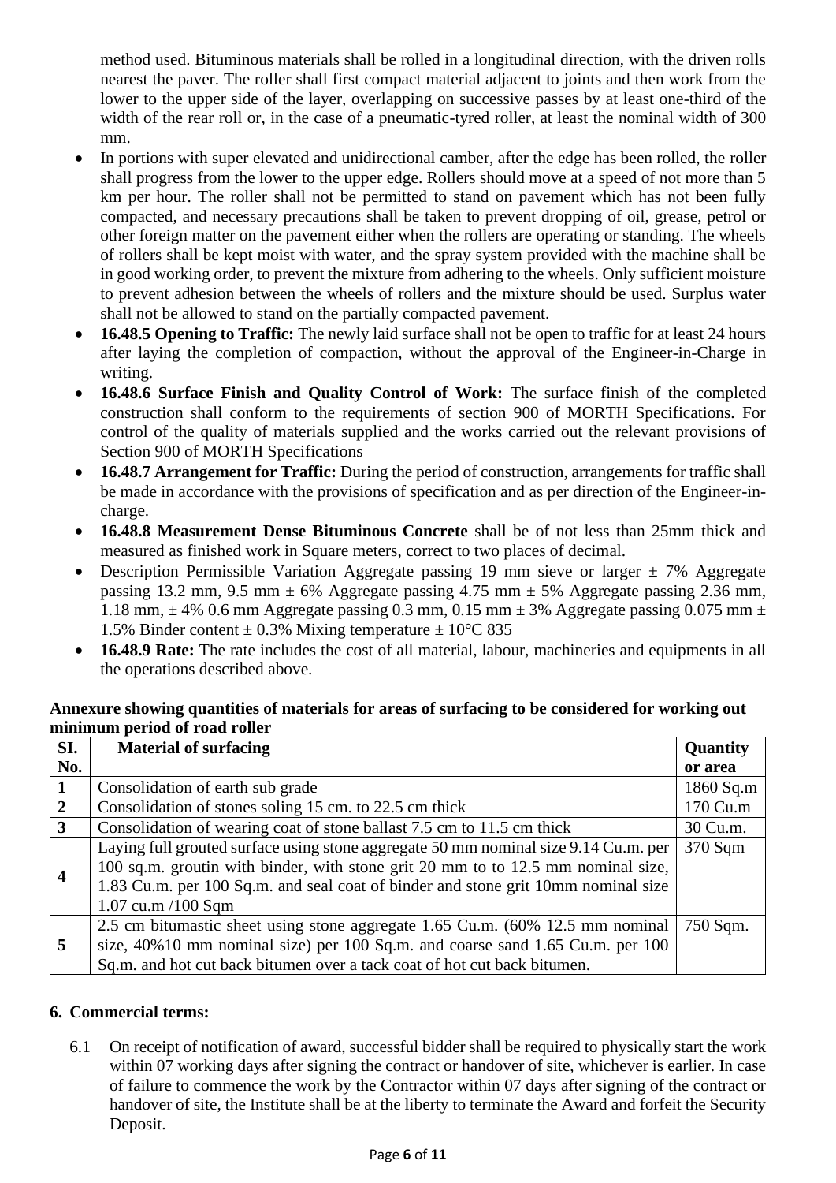method used. Bituminous materials shall be rolled in a longitudinal direction, with the driven rolls nearest the paver. The roller shall first compact material adjacent to joints and then work from the lower to the upper side of the layer, overlapping on successive passes by at least one-third of the width of the rear roll or, in the case of a pneumatic-tyred roller, at least the nominal width of 300 mm.

- In portions with super elevated and unidirectional camber, after the edge has been rolled, the roller shall progress from the lower to the upper edge. Rollers should move at a speed of not more than 5 km per hour. The roller shall not be permitted to stand on pavement which has not been fully compacted, and necessary precautions shall be taken to prevent dropping of oil, grease, petrol or other foreign matter on the pavement either when the rollers are operating or standing. The wheels of rollers shall be kept moist with water, and the spray system provided with the machine shall be in good working order, to prevent the mixture from adhering to the wheels. Only sufficient moisture to prevent adhesion between the wheels of rollers and the mixture should be used. Surplus water shall not be allowed to stand on the partially compacted pavement.
- **16.48.5 Opening to Traffic:** The newly laid surface shall not be open to traffic for at least 24 hours after laying the completion of compaction, without the approval of the Engineer-in-Charge in writing.
- **16.48.6 Surface Finish and Quality Control of Work:** The surface finish of the completed construction shall conform to the requirements of section 900 of MORTH Specifications. For control of the quality of materials supplied and the works carried out the relevant provisions of Section 900 of MORTH Specifications
- **16.48.7 Arrangement for Traffic:** During the period of construction, arrangements for traffic shall be made in accordance with the provisions of specification and as per direction of the Engineer-in-charge.
- **16.48.8 Measurement Dense Bituminous Concrete** shall be of not less than 25mm thick and measured as finished work in Square meters, correct to two places of decimal.
- Description Permissible Variation Aggregate passing 19 mm sieve or larger ± 7% Aggregate passing 13.2 mm, 9.5 mm ± 6% Aggregate passing 4.75 mm ± 5% Aggregate passing 2.36 mm, 1.18 mm, ± 4% 0.6 mm Aggregate passing 0.3 mm, 0.15 mm ± 3% Aggregate passing 0.075 mm ± 1.5% Binder content ± 0.3% Mixing temperature ± 10°C 835
- **16.48.9 Rate:** The rate includes the cost of all material, labour, machineries and equipments in all the operations described above.

**Annexure showing quantities of materials for areas of surfacing to be considered for working out minimum period of road roller**

| SI. No. | Material of surfacing | Quantity or area |
|---|---|---|
| **1** | Consolidation of earth sub grade | 1860 Sq.m |
| **2** | Consolidation of stones soling 15 cm. to 22.5 cm thick | 170 Cu.m |
| **3** | Consolidation of wearing coat of stone ballast 7.5 cm to 11.5 cm thick | 30 Cu.m. |
| **4** | Laying full grouted surface using stone aggregate 50 mm nominal size 9.14 Cu.m. per 100 sq.m. groutin with binder, with stone grit 20 mm to to 12.5 mm nominal size, 1.83 Cu.m. per 100 Sq.m. and seal coat of binder and stone grit 10mm nominal size 1.07 cu.m /100 Sqm | 370 Sqm |
| **5** | 2.5 cm bitumastic sheet using stone aggregate 1.65 Cu.m. (60% 12.5 mm nominal size, 40%10 mm nominal size) per 100 Sq.m. and coarse sand 1.65 Cu.m. per 100 Sq.m. and hot cut back bitumen over a tack coat of hot cut back bitumen. | 750 Sqm. |

## 6. Commercial terms:

6.1 On receipt of notification of award, successful bidder shall be required to physically start the work within 07 working days after signing the contract or handover of site, whichever is earlier. In case of failure to commence the work by the Contractor within 07 days after signing of the contract or handover of site, the Institute shall be at the liberty to terminate the Award and forfeit the Security Deposit.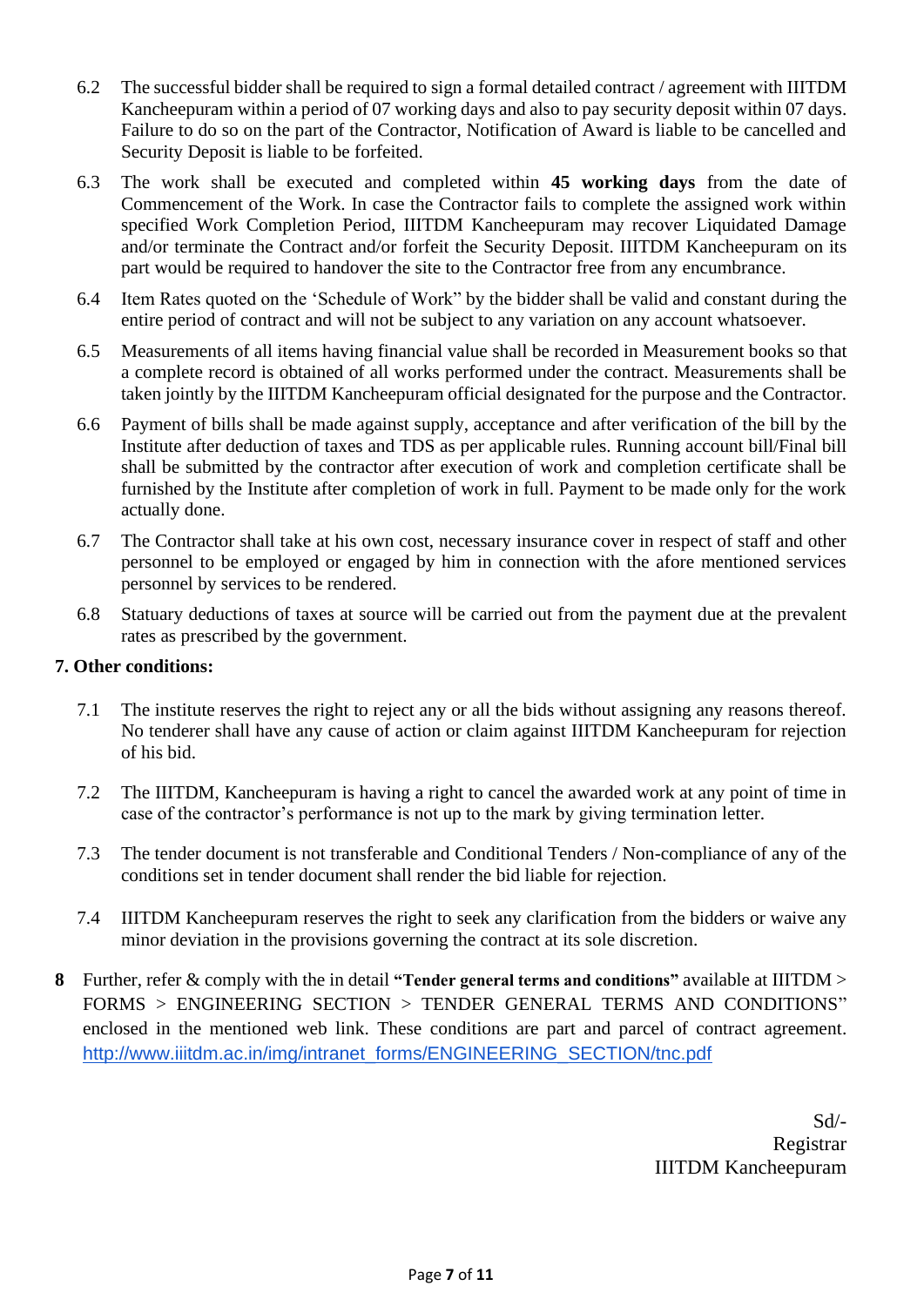6.2 The successful bidder shall be required to sign a formal detailed contract / agreement with IIITDM Kancheepuram within a period of 07 working days and also to pay security deposit within 07 days. Failure to do so on the part of the Contractor, Notification of Award is liable to be cancelled and Security Deposit is liable to be forfeited.

6.3 The work shall be executed and completed within **45 working days** from the date of Commencement of the Work. In case the Contractor fails to complete the assigned work within specified Work Completion Period, IIITDM Kancheepuram may recover Liquidated Damage and/or terminate the Contract and/or forfeit the Security Deposit. IIITDM Kancheepuram on its part would be required to handover the site to the Contractor free from any encumbrance.

6.4 Item Rates quoted on the 'Schedule of Work" by the bidder shall be valid and constant during the entire period of contract and will not be subject to any variation on any account whatsoever.

6.5 Measurements of all items having financial value shall be recorded in Measurement books so that a complete record is obtained of all works performed under the contract. Measurements shall be taken jointly by the IIITDM Kancheepuram official designated for the purpose and the Contractor.

6.6 Payment of bills shall be made against supply, acceptance and after verification of the bill by the Institute after deduction of taxes and TDS as per applicable rules. Running account bill/Final bill shall be submitted by the contractor after execution of work and completion certificate shall be furnished by the Institute after completion of work in full. Payment to be made only for the work actually done.

6.7 The Contractor shall take at his own cost, necessary insurance cover in respect of staff and other personnel to be employed or engaged by him in connection with the afore mentioned services personnel by services to be rendered.

6.8 Statuary deductions of taxes at source will be carried out from the payment due at the prevalent rates as prescribed by the government.

**7. Other conditions:**

7.1 The institute reserves the right to reject any or all the bids without assigning any reasons thereof. No tenderer shall have any cause of action or claim against IIITDM Kancheepuram for rejection of his bid.

7.2 The IIITDM, Kancheepuram is having a right to cancel the awarded work at any point of time in case of the contractor's performance is not up to the mark by giving termination letter.

7.3 The tender document is not transferable and Conditional Tenders / Non-compliance of any of the conditions set in tender document shall render the bid liable for rejection.

7.4 IIITDM Kancheepuram reserves the right to seek any clarification from the bidders or waive any minor deviation in the provisions governing the contract at its sole discretion.

**8** Further, refer & comply with the in detail **"Tender general terms and conditions"** available at IIITDM > FORMS > ENGINEERING SECTION > TENDER GENERAL TERMS AND CONDITIONS" enclosed in the mentioned web link. These conditions are part and parcel of contract agreement. http://www.iiitdm.ac.in/img/intranet_forms/ENGINEERING_SECTION/tnc.pdf

Sd/-
Registrar
IIITDM Kancheepuram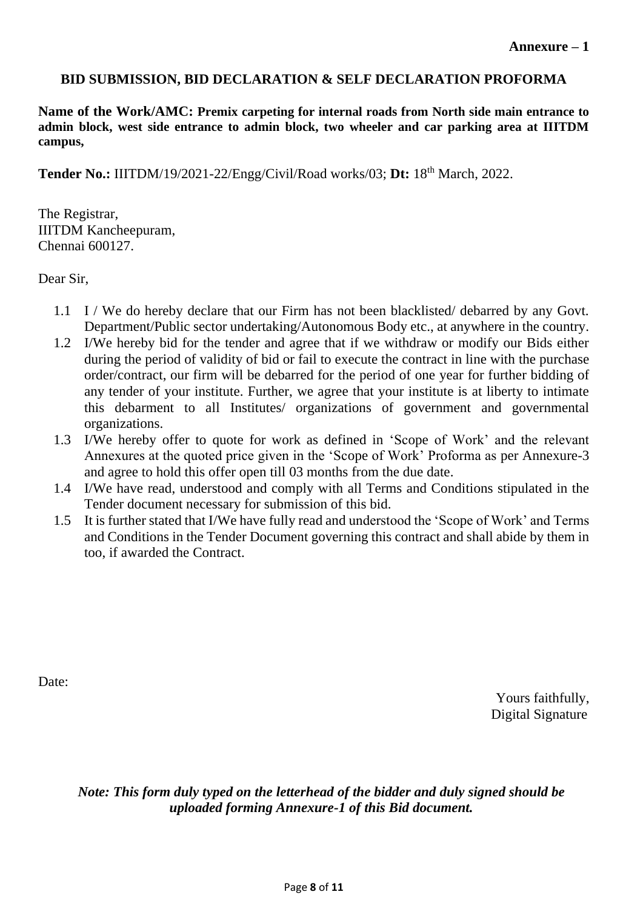**Annexure – 1**

## BID SUBMISSION, BID DECLARATION & SELF DECLARATION PROFORMA

**Name of the Work/AMC: Premix carpeting for internal roads from North side main entrance to admin block, west side entrance to admin block, two wheeler and car parking area at IIITDM campus,**

**Tender No.:** IIITDM/19/2021-22/Engg/Civil/Road works/03; **Dt:** 18th March, 2022.

The Registrar,
IIITDM Kancheepuram,
Chennai 600127.

Dear Sir,

1.1 I / We do hereby declare that our Firm has not been blacklisted/ debarred by any Govt. Department/Public sector undertaking/Autonomous Body etc., at anywhere in the country.
1.2 I/We hereby bid for the tender and agree that if we withdraw or modify our Bids either during the period of validity of bid or fail to execute the contract in line with the purchase order/contract, our firm will be debarred for the period of one year for further bidding of any tender of your institute. Further, we agree that your institute is at liberty to intimate this debarment to all Institutes/ organizations of government and governmental organizations.
1.3 I/We hereby offer to quote for work as defined in 'Scope of Work' and the relevant Annexures at the quoted price given in the 'Scope of Work' Proforma as per Annexure-3 and agree to hold this offer open till 03 months from the due date.
1.4 I/We have read, understood and comply with all Terms and Conditions stipulated in the Tender document necessary for submission of this bid.
1.5 It is further stated that I/We have fully read and understood the 'Scope of Work' and Terms and Conditions in the Tender Document governing this contract and shall abide by them in too, if awarded the Contract.

Date:

Yours faithfully,
Digital Signature

***Note: This form duly typed on the letterhead of the bidder and duly signed should be uploaded forming Annexure-1 of this Bid document.***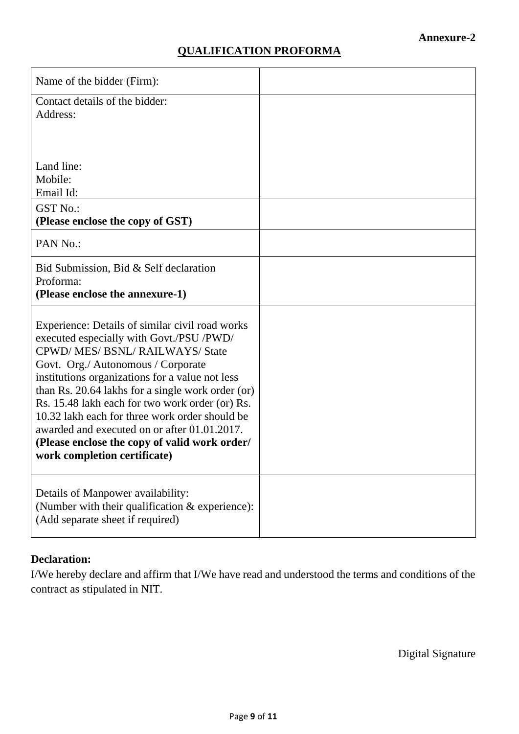**Annexure-2**

## QUALIFICATION PROFORMA

| | |
|---|---|
| Name of the bidder (Firm): | |
| Contact details of the bidder:<br>Address:<br><br><br>Land line:<br>Mobile:<br>Email Id: | |
| GST No.:<br>**(Please enclose the copy of GST)** | |
| PAN No.: | |
| Bid Submission, Bid & Self declaration Proforma:<br>**(Please enclose the annexure-1)** | |
| Experience: Details of similar civil road works executed especially with Govt./PSU /PWD/ CPWD/ MES/ BSNL/ RAILWAYS/ State Govt. Org./ Autonomous / Corporate institutions organizations for a value not less than Rs. 20.64 lakhs for a single work order (or) Rs. 15.48 lakh each for two work order (or) Rs. 10.32 lakh each for three work order should be awarded and executed on or after 01.01.2017.<br>**(Please enclose the copy of valid work order/ work completion certificate)** | |
| Details of Manpower availability:<br>(Number with their qualification & experience):<br>(Add separate sheet if required) | |

**Declaration:**

I/We hereby declare and affirm that I/We have read and understood the terms and conditions of the contract as stipulated in NIT.

Digital Signature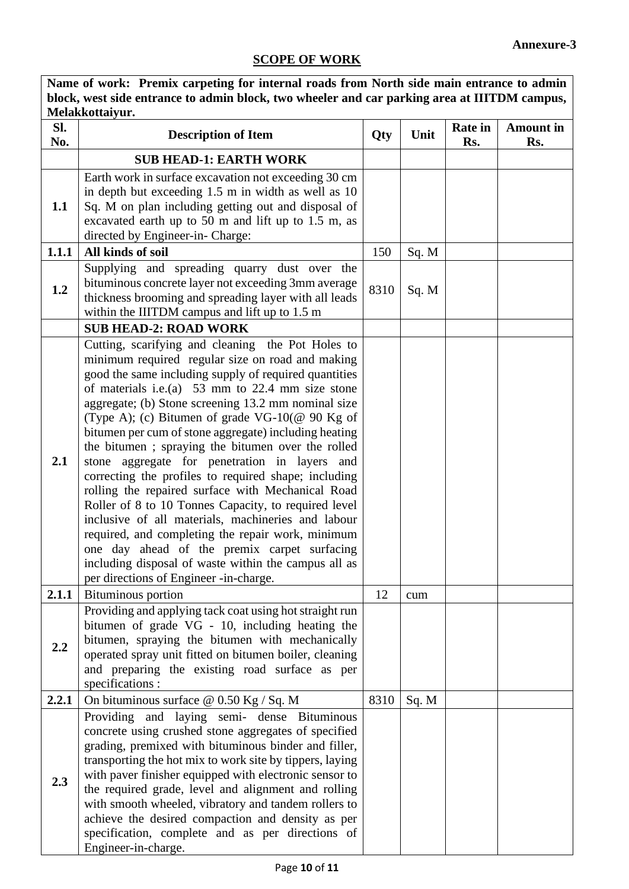**Annexure-3**

## SCOPE OF WORK

| Name of work: Premix carpeting for internal roads from North side main entrance to admin block, west side entrance to admin block, two wheeler and car parking area at IIITDM campus, Melakkottaiyur. | | | | | |
|---|---|---|---|---|---|
| **Sl. No.** | **Description of Item** | **Qty** | **Unit** | **Rate in Rs.** | **Amount in Rs.** |
| | **SUB HEAD-1: EARTH WORK** | | | | |
| **1.1** | Earth work in surface excavation not exceeding 30 cm in depth but exceeding 1.5 m in width as well as 10 Sq. M on plan including getting out and disposal of excavated earth up to 50 m and lift up to 1.5 m, as directed by Engineer-in- Charge: | | | | |
| **1.1.1** | **All kinds of soil** | 150 | Sq. M | | |
| **1.2** | Supplying and spreading quarry dust over the bituminous concrete layer not exceeding 3mm average thickness brooming and spreading layer with all leads within the IIITDM campus and lift up to 1.5 m | 8310 | Sq. M | | |
| | **SUB HEAD-2: ROAD WORK** | | | | |
| **2.1** | Cutting, scarifying and cleaning the Pot Holes to minimum required regular size on road and making good the same including supply of required quantities of materials i.e.(a) 53 mm to 22.4 mm size stone aggregate; (b) Stone screening 13.2 mm nominal size (Type A); (c) Bitumen of grade VG-10(@ 90 Kg of bitumen per cum of stone aggregate) including heating the bitumen ; spraying the bitumen over the rolled stone aggregate for penetration in layers and correcting the profiles to required shape; including rolling the repaired surface with Mechanical Road Roller of 8 to 10 Tonnes Capacity, to required level inclusive of all materials, machineries and labour required, and completing the repair work, minimum one day ahead of the premix carpet surfacing including disposal of waste within the campus all as per directions of Engineer -in-charge. | | | | |
| **2.1.1** | Bituminous portion | 12 | cum | | |
| **2.2** | Providing and applying tack coat using hot straight run bitumen of grade VG - 10, including heating the bitumen, spraying the bitumen with mechanically operated spray unit fitted on bitumen boiler, cleaning and preparing the existing road surface as per specifications : | | | | |
| **2.2.1** | On bituminous surface @ 0.50 Kg / Sq. M | 8310 | Sq. M | | |
| **2.3** | Providing and laying semi- dense Bituminous concrete using crushed stone aggregates of specified grading, premixed with bituminous binder and filler, transporting the hot mix to work site by tippers, laying with paver finisher equipped with electronic sensor to the required grade, level and alignment and rolling with smooth wheeled, vibratory and tandem rollers to achieve the desired compaction and density as per specification, complete and as per directions of Engineer-in-charge. | | | | |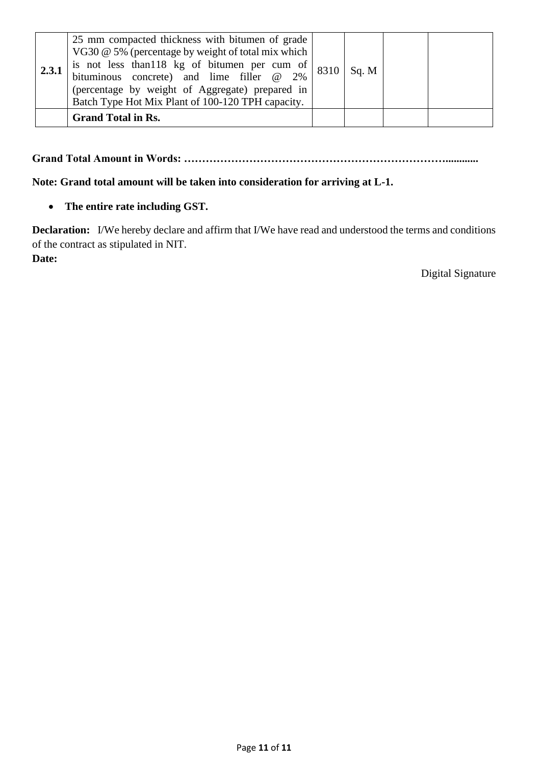| | | | | | |
|---|---|---|---|---|---|
| **2.3.1** | 25 mm compacted thickness with bitumen of grade VG30 @ 5% (percentage by weight of total mix which is not less than118 kg of bitumen per cum of bituminous concrete) and lime filler @ 2% (percentage by weight of Aggregate) prepared in Batch Type Hot Mix Plant of 100-120 TPH capacity. | 8310 | Sq. M | | |
| | **Grand Total in Rs.** | | | | |

**Grand Total Amount in Words: ……………………………………………………………….............**

**Note: Grand total amount will be taken into consideration for arriving at L-1.**

- **The entire rate including GST.**

**Declaration:** I/We hereby declare and affirm that I/We have read and understood the terms and conditions of the contract as stipulated in NIT.

**Date:**

Digital Signature